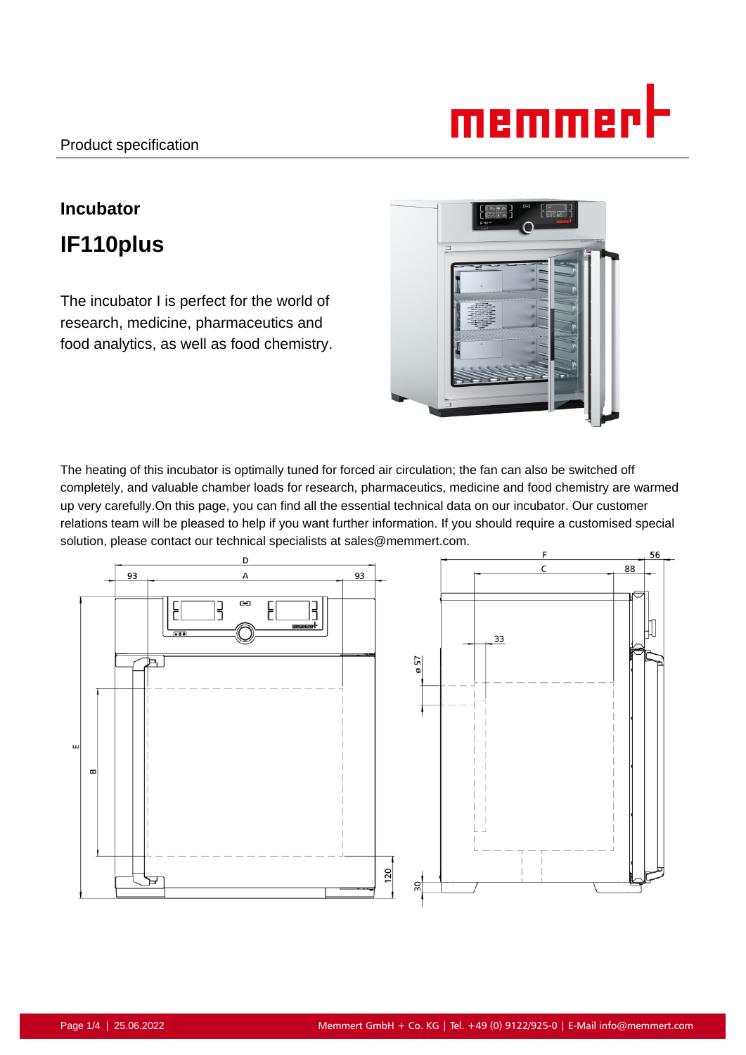Product specification

## Incubator

# IF110plus

The incubator I is perfect for the world of research, medicine, pharmaceutics and food analytics, as well as food chemistry.

The heating of this incubator is optimally tuned for forced air circulation; the fan can also be switched off completely, and valuable chamber loads for research, pharmaceutics, medicine and food chemistry are warmed up very carefully.On this page, you can find all the essential technical data on our incubator. Our customer relations team will be pleased to help if you want further information. If you should require a customised special solution, please contact our technical specialists at sales@memmert.com.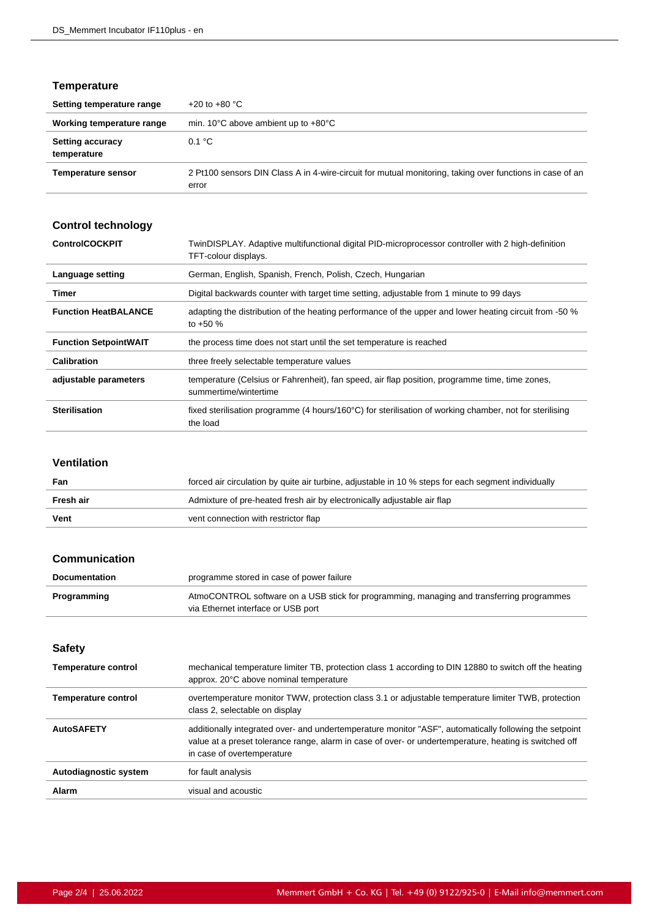## Temperature

| | |
|---|---|
| **Setting temperature range** | +20 to +80 °C |
| **Working temperature range** | min. 10°C above ambient up to +80°C |
| **Setting accuracy temperature** | 0.1 °C |
| **Temperature sensor** | 2 Pt100 sensors DIN Class A in 4-wire-circuit for mutual monitoring, taking over functions in case of an error |

## Control technology

| | |
|---|---|
| **ControlCOCKPIT** | TwinDISPLAY. Adaptive multifunctional digital PID-microprocessor controller with 2 high-definition TFT-colour displays. |
| **Language setting** | German, English, Spanish, French, Polish, Czech, Hungarian |
| **Timer** | Digital backwards counter with target time setting, adjustable from 1 minute to 99 days |
| **Function HeatBALANCE** | adapting the distribution of the heating performance of the upper and lower heating circuit from -50 % to +50 % |
| **Function SetpointWAIT** | the process time does not start until the set temperature is reached |
| **Calibration** | three freely selectable temperature values |
| **adjustable parameters** | temperature (Celsius or Fahrenheit), fan speed, air flap position, programme time, time zones, summertime/wintertime |
| **Sterilisation** | fixed sterilisation programme (4 hours/160°C) for sterilisation of working chamber, not for sterilising the load |

## Ventilation

| | |
|---|---|
| **Fan** | forced air circulation by quite air turbine, adjustable in 10 % steps for each segment individually |
| **Fresh air** | Admixture of pre-heated fresh air by electronically adjustable air flap |
| **Vent** | vent connection with restrictor flap |

## Communication

| | |
|---|---|
| **Documentation** | programme stored in case of power failure |
| **Programming** | AtmoCONTROL software on a USB stick for programming, managing and transferring programmes via Ethernet interface or USB port |

## Safety

| | |
|---|---|
| **Temperature control** | mechanical temperature limiter TB, protection class 1 according to DIN 12880 to switch off the heating approx. 20°C above nominal temperature |
| **Temperature control** | overtemperature monitor TWW, protection class 3.1 or adjustable temperature limiter TWB, protection class 2, selectable on display |
| **AutoSAFETY** | additionally integrated over- and undertemperature monitor "ASF", automatically following the setpoint value at a preset tolerance range, alarm in case of over- or undertemperature, heating is switched off in case of overtemperature |
| **Autodiagnostic system** | for fault analysis |
| **Alarm** | visual and acoustic |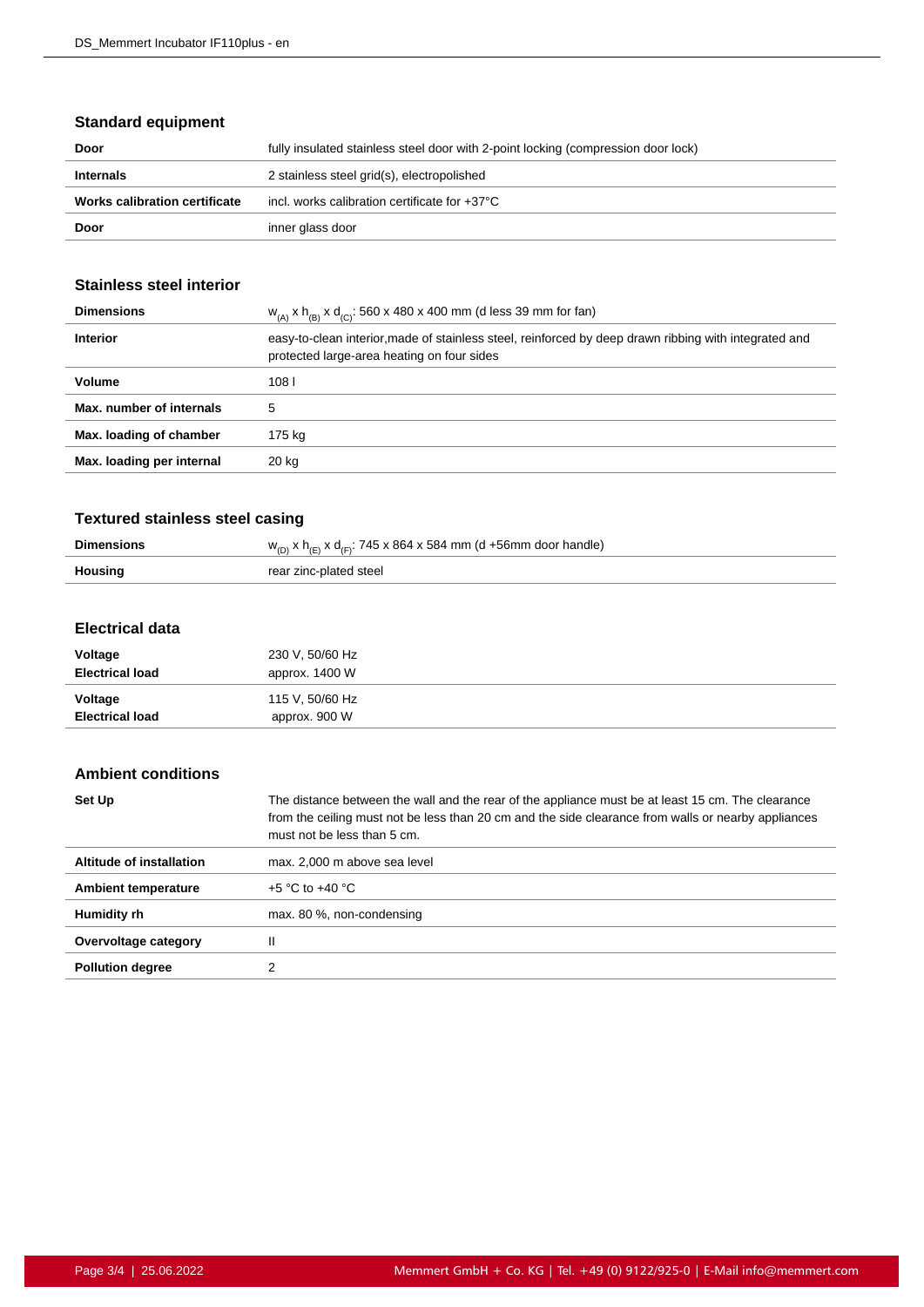## Standard equipment

| | |
|---|---|
| **Door** | fully insulated stainless steel door with 2-point locking (compression door lock) |
| **Internals** | 2 stainless steel grid(s), electropolished |
| **Works calibration certificate** | incl. works calibration certificate for +37°C |
| **Door** | inner glass door |

## Stainless steel interior

| | |
|---|---|
| **Dimensions** | $w_{(A)}$ x $h_{(B)}$ x $d_{(C)}$: 560 x 480 x 400 mm (d less 39 mm for fan) |
| **Interior** | easy-to-clean interior,made of stainless steel, reinforced by deep drawn ribbing with integrated and protected large-area heating on four sides |
| **Volume** | 108 l |
| **Max. number of internals** | 5 |
| **Max. loading of chamber** | 175 kg |
| **Max. loading per internal** | 20 kg |

## Textured stainless steel casing

| | |
|---|---|
| **Dimensions** | $w_{(D)}$ x $h_{(E)}$ x $d_{(F)}$: 745 x 864 x 584 mm (d +56mm door handle) |
| **Housing** | rear zinc-plated steel |

## Electrical data

| | |
|---|---|
| **Voltage**<br>**Electrical load** | 230 V, 50/60 Hz<br>approx. 1400 W |
| **Voltage**<br>**Electrical load** | 115 V, 50/60 Hz<br>approx. 900 W |

## Ambient conditions

| | |
|---|---|
| **Set Up** | The distance between the wall and the rear of the appliance must be at least 15 cm. The clearance from the ceiling must not be less than 20 cm and the side clearance from walls or nearby appliances must not be less than 5 cm. |
| **Altitude of installation** | max. 2,000 m above sea level |
| **Ambient temperature** | +5 °C to +40 °C |
| **Humidity rh** | max. 80 %, non-condensing |
| **Overvoltage category** | II |
| **Pollution degree** | 2 |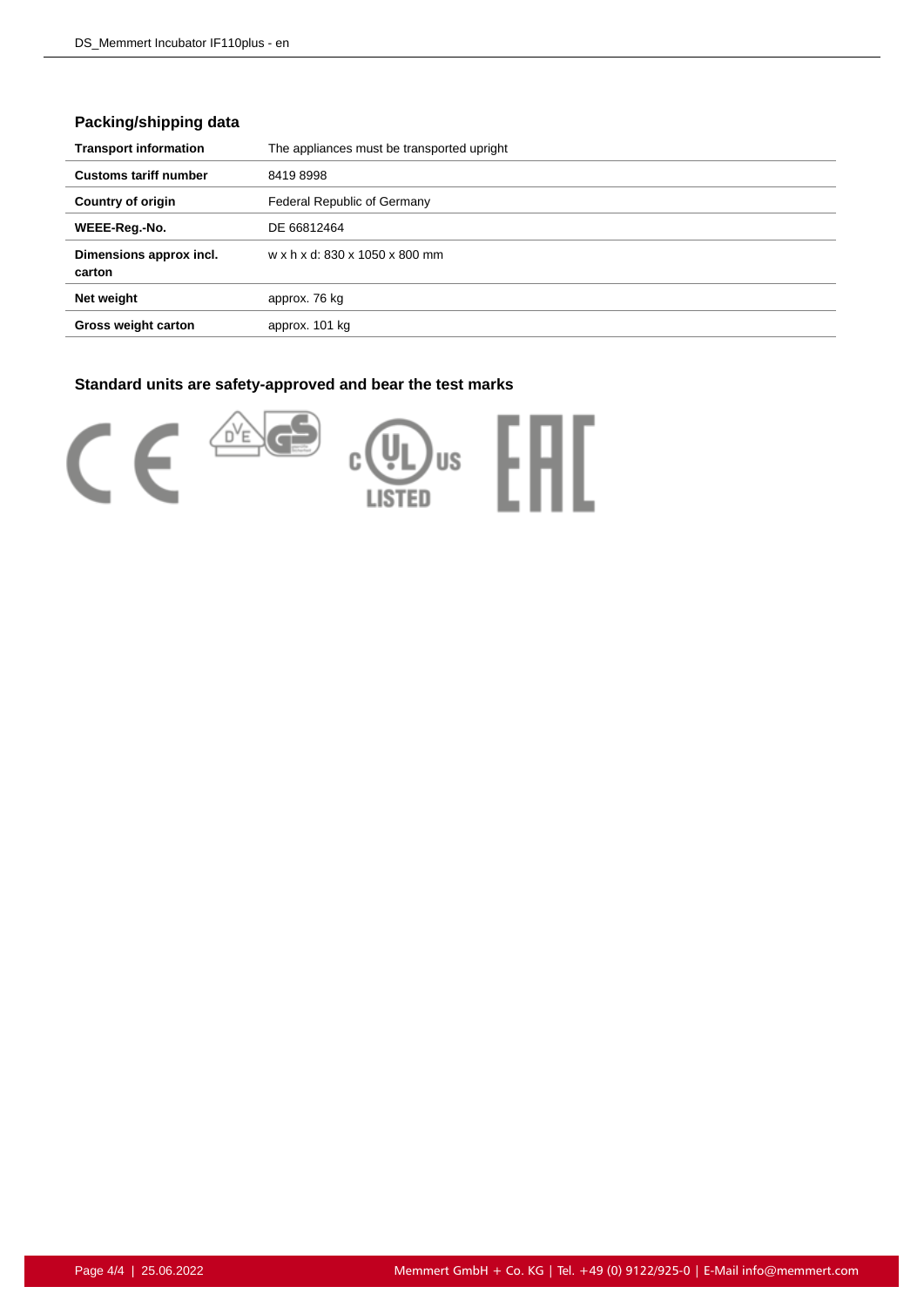## Packing/shipping data

| | |
|---|---|
| **Transport information** | The appliances must be transported upright |
| **Customs tariff number** | 8419 8998 |
| **Country of origin** | Federal Republic of Germany |
| **WEEE-Reg.-No.** | DE 66812464 |
| **Dimensions approx incl. carton** | w x h x d: 830 x 1050 x 800 mm |
| **Net weight** | approx. 76 kg |
| **Gross weight carton** | approx. 101 kg |

## Standard units are safety-approved and bear the test marks